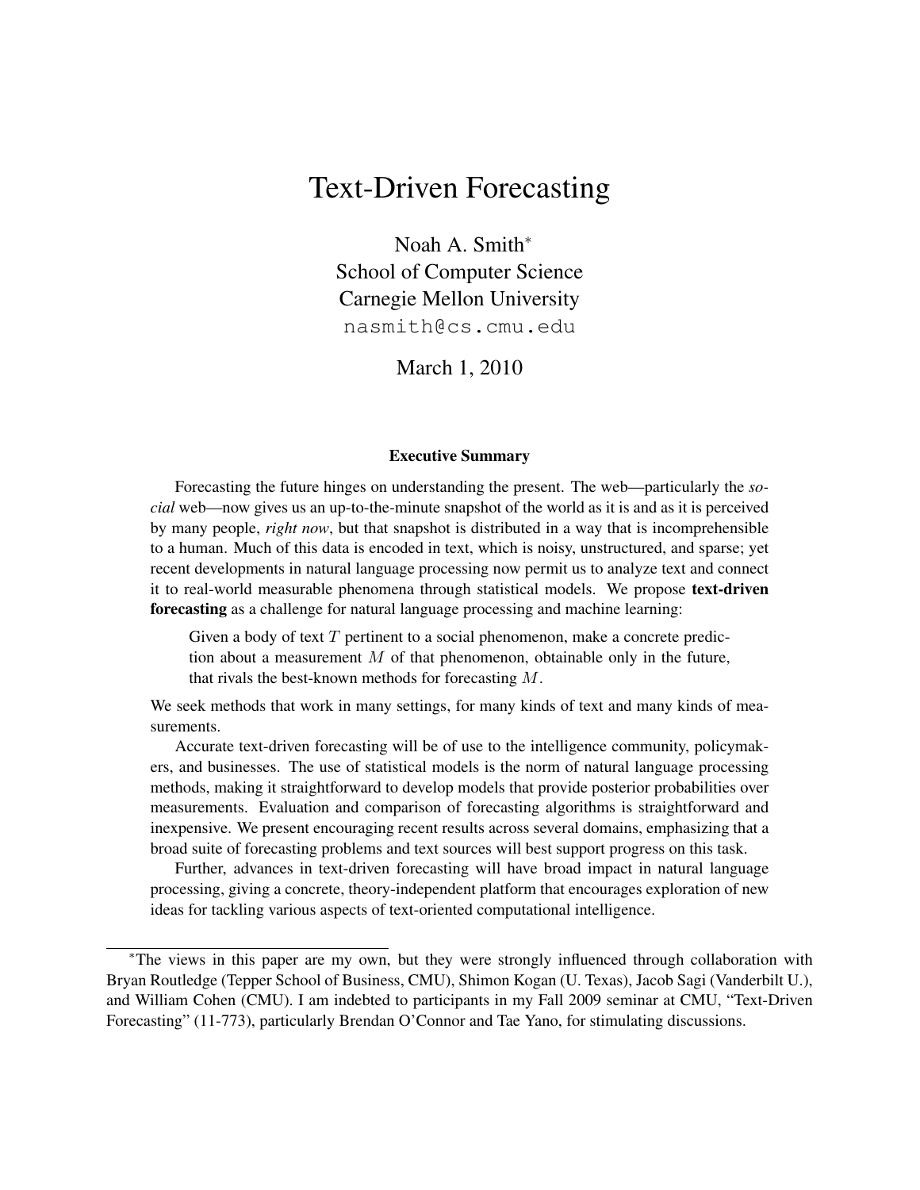# Text-Driven Forecasting

Noah A. Smith*
School of Computer Science
Carnegie Mellon University
nasmith@cs.cmu.edu

March 1, 2010

### Executive Summary

Forecasting the future hinges on understanding the present. The web—particularly the *social* web—now gives us an up-to-the-minute snapshot of the world as it is and as it is perceived by many people, *right now*, but that snapshot is distributed in a way that is incomprehensible to a human. Much of this data is encoded in text, which is noisy, unstructured, and sparse; yet recent developments in natural language processing now permit us to analyze text and connect it to real-world measurable phenomena through statistical models. We propose **text-driven forecasting** as a challenge for natural language processing and machine learning:

> Given a body of text $T$ pertinent to a social phenomenon, make a concrete prediction about a measurement $M$ of that phenomenon, obtainable only in the future, that rivals the best-known methods for forecasting $M$.

We seek methods that work in many settings, for many kinds of text and many kinds of measurements.

Accurate text-driven forecasting will be of use to the intelligence community, policymakers, and businesses. The use of statistical models is the norm of natural language processing methods, making it straightforward to develop models that provide posterior probabilities over measurements. Evaluation and comparison of forecasting algorithms is straightforward and inexpensive. We present encouraging recent results across several domains, emphasizing that a broad suite of forecasting problems and text sources will best support progress on this task.

Further, advances in text-driven forecasting will have broad impact in natural language processing, giving a concrete, theory-independent platform that encourages exploration of new ideas for tackling various aspects of text-oriented computational intelligence.

---

*The views in this paper are my own, but they were strongly influenced through collaboration with Bryan Routledge (Tepper School of Business, CMU), Shimon Kogan (U. Texas), Jacob Sagi (Vanderbilt U.), and William Cohen (CMU). I am indebted to participants in my Fall 2009 seminar at CMU, "Text-Driven Forecasting" (11-773), particularly Brendan O'Connor and Tae Yano, for stimulating discussions.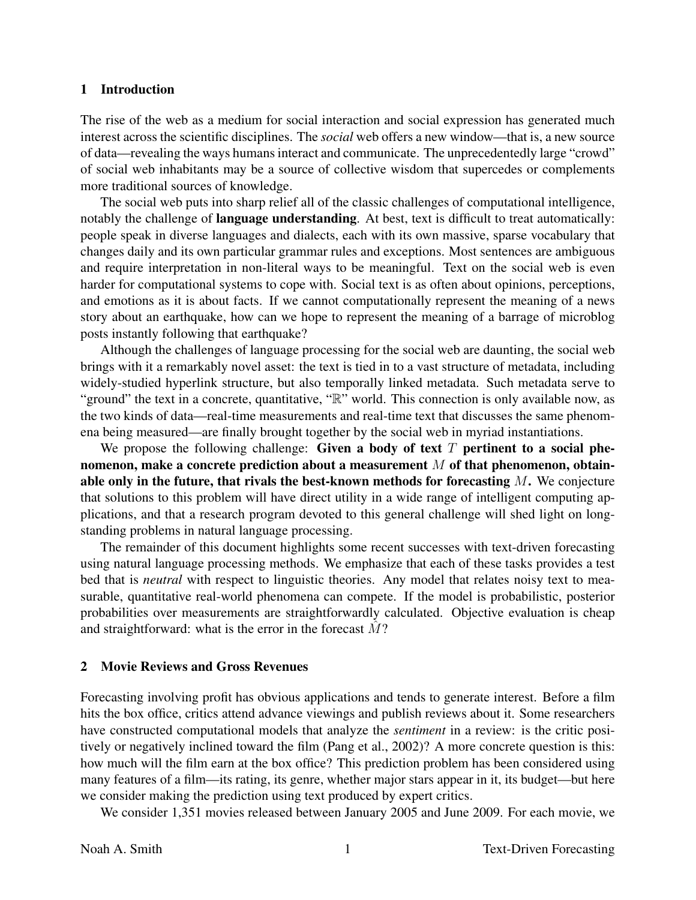## 1 Introduction

The rise of the web as a medium for social interaction and social expression has generated much interest across the scientific disciplines. The *social* web offers a new window—that is, a new source of data—revealing the ways humans interact and communicate. The unprecedentedly large "crowd" of social web inhabitants may be a source of collective wisdom that supercedes or complements more traditional sources of knowledge.

The social web puts into sharp relief all of the classic challenges of computational intelligence, notably the challenge of **language understanding**. At best, text is difficult to treat automatically: people speak in diverse languages and dialects, each with its own massive, sparse vocabulary that changes daily and its own particular grammar rules and exceptions. Most sentences are ambiguous and require interpretation in non-literal ways to be meaningful. Text on the social web is even harder for computational systems to cope with. Social text is as often about opinions, perceptions, and emotions as it is about facts. If we cannot computationally represent the meaning of a news story about an earthquake, how can we hope to represent the meaning of a barrage of microblog posts instantly following that earthquake?

Although the challenges of language processing for the social web are daunting, the social web brings with it a remarkably novel asset: the text is tied in to a vast structure of metadata, including widely-studied hyperlink structure, but also temporally linked metadata. Such metadata serve to "ground" the text in a concrete, quantitative, "$\mathbb{R}$" world. This connection is only available now, as the two kinds of data—real-time measurements and real-time text that discusses the same phenomena being measured—are finally brought together by the social web in myriad instantiations.

We propose the following challenge: **Given a body of text $T$ pertinent to a social phenomenon, make a concrete prediction about a measurement $M$ of that phenomenon, obtainable only in the future, that rivals the best-known methods for forecasting $M$.** We conjecture that solutions to this problem will have direct utility in a wide range of intelligent computing applications, and that a research program devoted to this general challenge will shed light on long-standing problems in natural language processing.

The remainder of this document highlights some recent successes with text-driven forecasting using natural language processing methods. We emphasize that each of these tasks provides a test bed that is *neutral* with respect to linguistic theories. Any model that relates noisy text to measurable, quantitative real-world phenomena can compete. If the model is probabilistic, posterior probabilities over measurements are straightforwardly calculated. Objective evaluation is cheap and straightforward: what is the error in the forecast $\hat{M}$?

## 2 Movie Reviews and Gross Revenues

Forecasting involving profit has obvious applications and tends to generate interest. Before a film hits the box office, critics attend advance viewings and publish reviews about it. Some researchers have constructed computational models that analyze the *sentiment* in a review: is the critic positively or negatively inclined toward the film (Pang et al., 2002)? A more concrete question is this: how much will the film earn at the box office? This prediction problem has been considered using many features of a film—its rating, its genre, whether major stars appear in it, its budget—but here we consider making the prediction using text produced by expert critics.

We consider 1,351 movies released between January 2005 and June 2009. For each movie, we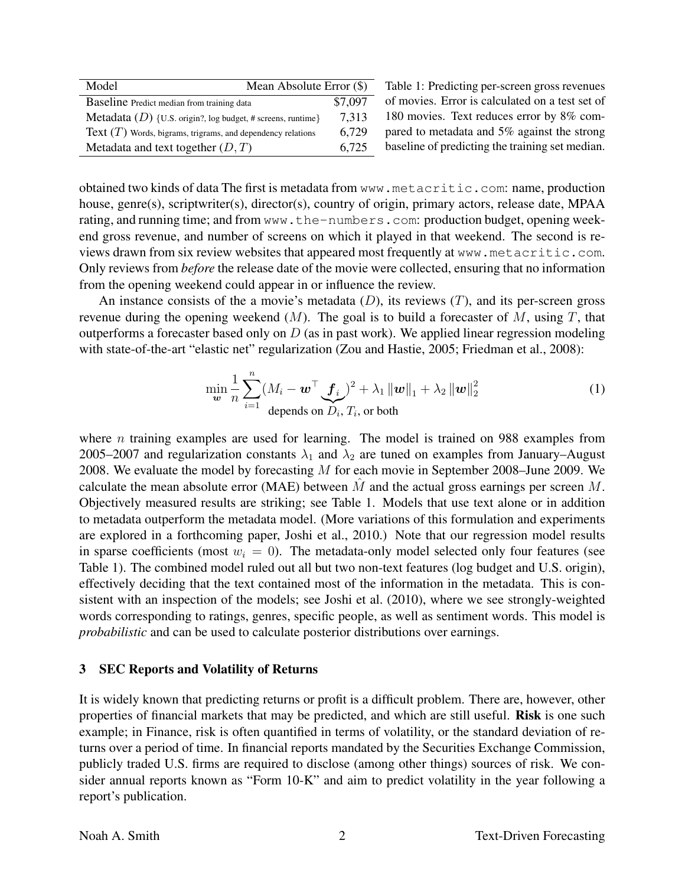| Model | Mean Absolute Error ($) |
|---|---|
| Baseline Predict median from training data | $7,097 |
| Metadata ($D$) {U.S. origin?, log budget, # screens, runtime} | 7,313 |
| Text ($T$) Words, bigrams, trigrams, and dependency relations | 6,729 |
| Metadata and text together ($D, T$) | 6,725 |

Table 1: Predicting per-screen gross revenues of movies. Error is calculated on a test set of 180 movies. Text reduces error by 8% compared to metadata and 5% against the strong baseline of predicting the training set median.

obtained two kinds of data The first is metadata from `www.metacritic.com`: name, production house, genre(s), scriptwriter(s), director(s), country of origin, primary actors, release date, MPAA rating, and running time; and from `www.the-numbers.com`: production budget, opening weekend gross revenue, and number of screens on which it played in that weekend. The second is reviews drawn from six review websites that appeared most frequently at `www.metacritic.com`. Only reviews from *before* the release date of the movie were collected, ensuring that no information from the opening weekend could appear in or influence the review.

An instance consists of the a movie's metadata ($D$), its reviews ($T$), and its per-screen gross revenue during the opening weekend ($M$). The goal is to build a forecaster of $M$, using $T$, that outperforms a forecaster based only on $D$ (as in past work). We applied linear regression modeling with state-of-the-art "elastic net" regularization (Zou and Hastie, 2005; Friedman et al., 2008):

$$\min_{\boldsymbol{w}} \frac{1}{n} \sum_{i=1}^{n} (M_i - \boldsymbol{w}^\top \underbrace{\boldsymbol{f}_i}_{\text{depends on } D_i,\, T_i,\text{ or both}})^2 + \lambda_1 \|\boldsymbol{w}\|_1 + \lambda_2 \|\boldsymbol{w}\|_2^2 \tag{1}$$

where $n$ training examples are used for learning. The model is trained on 988 examples from 2005–2007 and regularization constants $\lambda_1$ and $\lambda_2$ are tuned on examples from January–August 2008. We evaluate the model by forecasting $M$ for each movie in September 2008–June 2009. We calculate the mean absolute error (MAE) between $\hat{M}$ and the actual gross earnings per screen $M$. Objectively measured results are striking; see Table 1. Models that use text alone or in addition to metadata outperform the metadata model. (More variations of this formulation and experiments are explored in a forthcoming paper, Joshi et al., 2010.) Note that our regression model results in sparse coefficients (most $w_i = 0$). The metadata-only model selected only four features (see Table 1). The combined model ruled out all but two non-text features (log budget and U.S. origin), effectively deciding that the text contained most of the information in the metadata. This is consistent with an inspection of the models; see Joshi et al. (2010), where we see strongly-weighted words corresponding to ratings, genres, specific people, as well as sentiment words. This model is *probabilistic* and can be used to calculate posterior distributions over earnings.

## 3 SEC Reports and Volatility of Returns

It is widely known that predicting returns or profit is a difficult problem. There are, however, other properties of financial markets that may be predicted, and which are still useful. **Risk** is one such example; in Finance, risk is often quantified in terms of volatility, or the standard deviation of returns over a period of time. In financial reports mandated by the Securities Exchange Commission, publicly traded U.S. firms are required to disclose (among other things) sources of risk. We consider annual reports known as "Form 10-K" and aim to predict volatility in the year following a report's publication.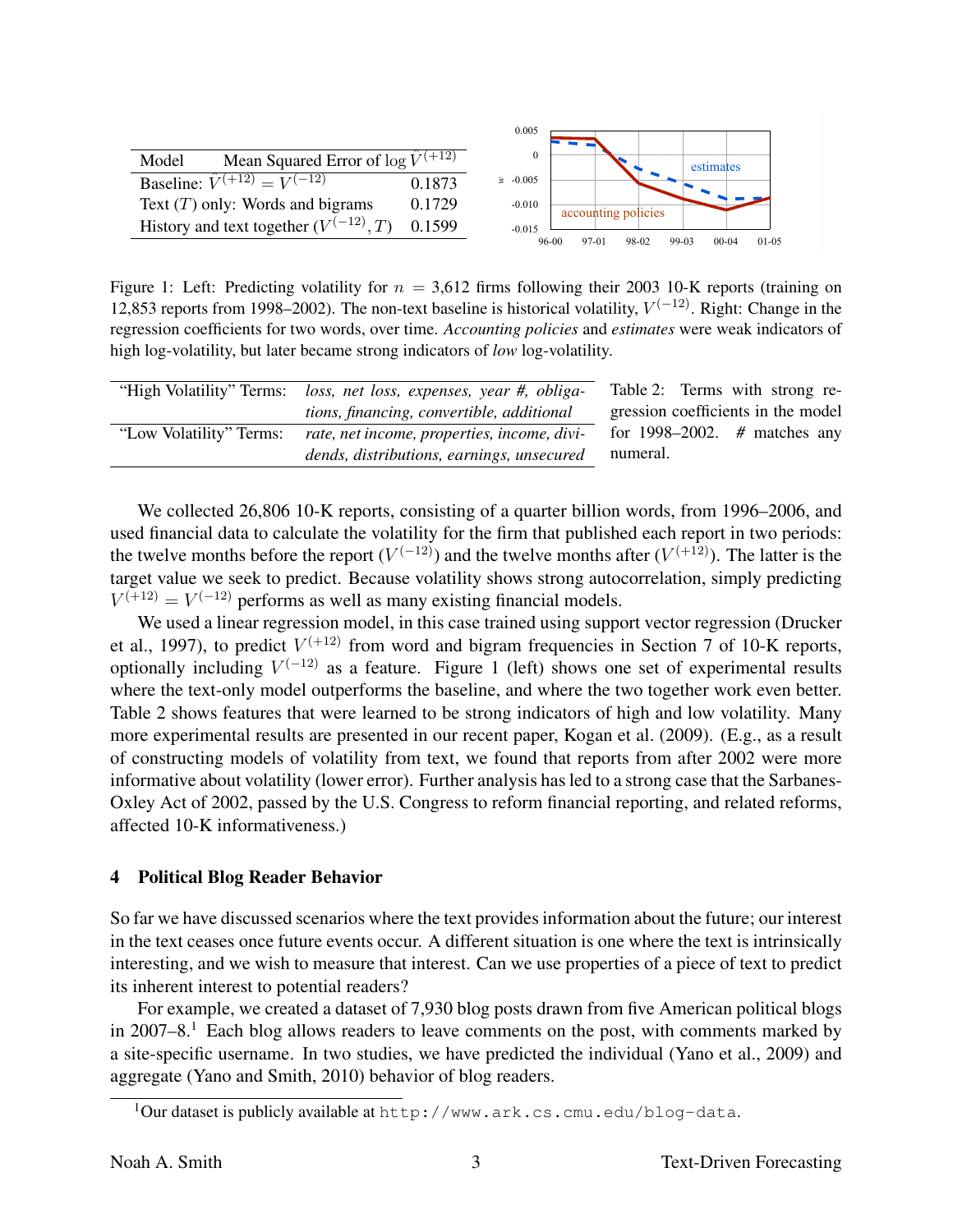| Model | Mean Squared Error of $\log \hat{V}^{(+12)}$ |
|---|---|
| Baseline: $\hat{V}^{(+12)} = V^{(-12)}$ | 0.1873 |
| Text ($T$) only: Words and bigrams | 0.1729 |
| History and text together ($V^{(-12)}, T$) | 0.1599 |

Figure 1: Left: Predicting volatility for $n$ = 3,612 firms following their 2003 10-K reports (training on 12,853 reports from 1998–2002). The non-text baseline is historical volatility, $V^{(-12)}$. Right: Change in the regression coefficients for two words, over time. *Accounting policies* and *estimates* were weak indicators of high log-volatility, but later became strong indicators of *low* log-volatility.

| | |
|---|---|
| "High Volatility" Terms: | *loss, net loss, expenses, year #, obligations, financing, convertible, additional* |
| "Low Volatility" Terms: | *rate, net income, properties, income, dividends, distributions, earnings, unsecured* |

Table 2: Terms with strong regression coefficients in the model for 1998–2002. # matches any numeral.

We collected 26,806 10-K reports, consisting of a quarter billion words, from 1996–2006, and used financial data to calculate the volatility for the firm that published each report in two periods: the twelve months before the report ($V^{(-12)}$) and the twelve months after ($V^{(+12)}$). The latter is the target value we seek to predict. Because volatility shows strong autocorrelation, simply predicting $V^{(+12)} = V^{(-12)}$ performs as well as many existing financial models.

We used a linear regression model, in this case trained using support vector regression (Drucker et al., 1997), to predict $V^{(+12)}$ from word and bigram frequencies in Section 7 of 10-K reports, optionally including $V^{(-12)}$ as a feature. Figure 1 (left) shows one set of experimental results where the text-only model outperforms the baseline, and where the two together work even better. Table 2 shows features that were learned to be strong indicators of high and low volatility. Many more experimental results are presented in our recent paper, Kogan et al. (2009). (E.g., as a result of constructing models of volatility from text, we found that reports from after 2002 were more informative about volatility (lower error). Further analysis has led to a strong case that the Sarbanes-Oxley Act of 2002, passed by the U.S. Congress to reform financial reporting, and related reforms, affected 10-K informativeness.)

## 4 Political Blog Reader Behavior

So far we have discussed scenarios where the text provides information about the future; our interest in the text ceases once future events occur. A different situation is one where the text is intrinsically interesting, and we wish to measure that interest. Can we use properties of a piece of text to predict its inherent interest to potential readers?

For example, we created a dataset of 7,930 blog posts drawn from five American political blogs in 2007–8.[1] Each blog allows readers to leave comments on the post, with comments marked by a site-specific username. In two studies, we have predicted the individual (Yano et al., 2009) and aggregate (Yano and Smith, 2010) behavior of blog readers.

[1] Our dataset is publicly available at http://www.ark.cs.cmu.edu/blog-data.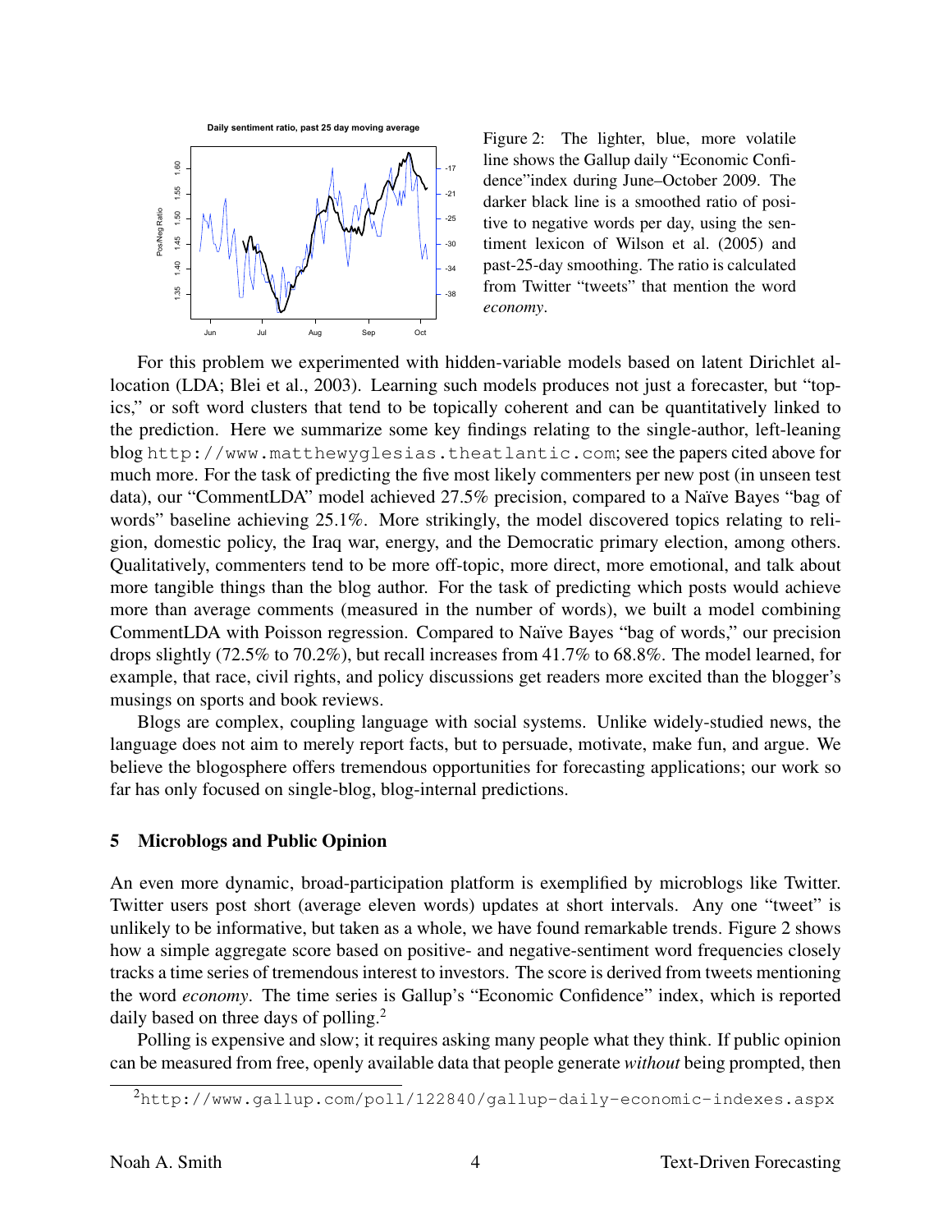Figure 2: The lighter, blue, more volatile line shows the Gallup daily "Economic Confidence" index during June–October 2009. The darker black line is a smoothed ratio of positive to negative words per day, using the sentiment lexicon of Wilson et al. (2005) and past-25-day smoothing. The ratio is calculated from Twitter "tweets" that mention the word *economy*.

For this problem we experimented with hidden-variable models based on latent Dirichlet allocation (LDA; Blei et al., 2003). Learning such models produces not just a forecaster, but "topics," or soft word clusters that tend to be topically coherent and can be quantitatively linked to the prediction. Here we summarize some key findings relating to the single-author, left-leaning blog `http://www.matthewyglesias.theatlantic.com`; see the papers cited above for much more. For the task of predicting the five most likely commenters per new post (in unseen test data), our "CommentLDA" model achieved 27.5% precision, compared to a Naïve Bayes "bag of words" baseline achieving 25.1%. More strikingly, the model discovered topics relating to religion, domestic policy, the Iraq war, energy, and the Democratic primary election, among others. Qualitatively, commenters tend to be more off-topic, more direct, more emotional, and talk about more tangible things than the blog author. For the task of predicting which posts would achieve more than average comments (measured in the number of words), we built a model combining CommentLDA with Poisson regression. Compared to Naïve Bayes "bag of words," our precision drops slightly (72.5% to 70.2%), but recall increases from 41.7% to 68.8%. The model learned, for example, that race, civil rights, and policy discussions get readers more excited than the blogger's musings on sports and book reviews.

Blogs are complex, coupling language with social systems. Unlike widely-studied news, the language does not aim to merely report facts, but to persuade, motivate, make fun, and argue. We believe the blogosphere offers tremendous opportunities for forecasting applications; our work so far has only focused on single-blog, blog-internal predictions.

## 5 Microblogs and Public Opinion

An even more dynamic, broad-participation platform is exemplified by microblogs like Twitter. Twitter users post short (average eleven words) updates at short intervals. Any one "tweet" is unlikely to be informative, but taken as a whole, we have found remarkable trends. Figure 2 shows how a simple aggregate score based on positive- and negative-sentiment word frequencies closely tracks a time series of tremendous interest to investors. The score is derived from tweets mentioning the word *economy*. The time series is Gallup's "Economic Confidence" index, which is reported daily based on three days of polling.[2]

Polling is expensive and slow; it requires asking many people what they think. If public opinion can be measured from free, openly available data that people generate *without* being prompted, then

[2] `http://www.gallup.com/poll/122840/gallup-daily-economic-indexes.aspx`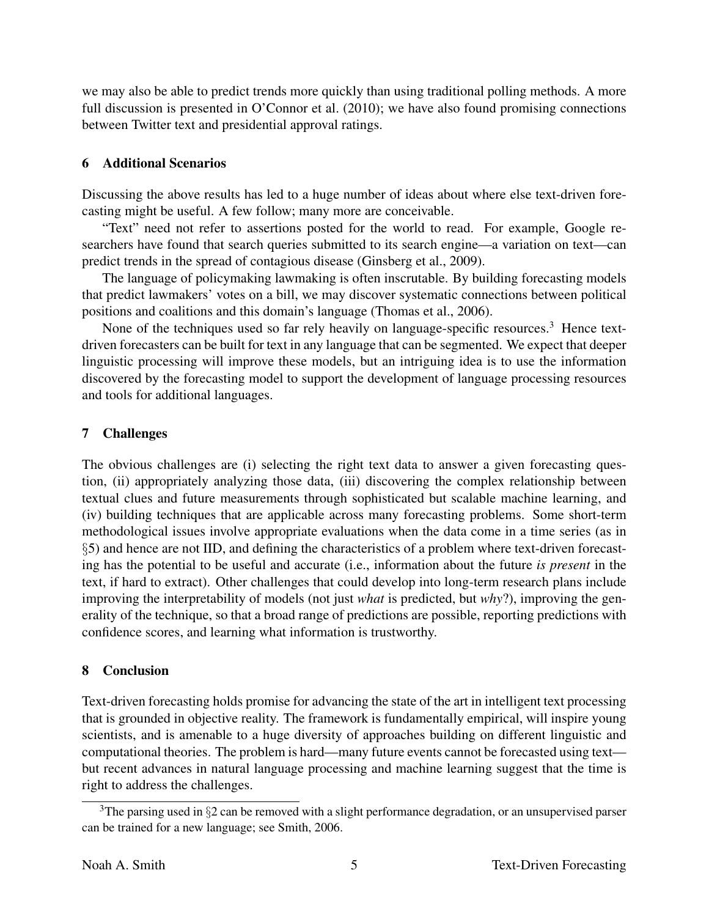we may also be able to predict trends more quickly than using traditional polling methods. A more full discussion is presented in O'Connor et al. (2010); we have also found promising connections between Twitter text and presidential approval ratings.

## 6 Additional Scenarios

Discussing the above results has led to a huge number of ideas about where else text-driven forecasting might be useful. A few follow; many more are conceivable.

"Text" need not refer to assertions posted for the world to read. For example, Google researchers have found that search queries submitted to its search engine—a variation on text—can predict trends in the spread of contagious disease (Ginsberg et al., 2009).

The language of policymaking lawmaking is often inscrutable. By building forecasting models that predict lawmakers' votes on a bill, we may discover systematic connections between political positions and coalitions and this domain's language (Thomas et al., 2006).

None of the techniques used so far rely heavily on language-specific resources.[3] Hence text-driven forecasters can be built for text in any language that can be segmented. We expect that deeper linguistic processing will improve these models, but an intriguing idea is to use the information discovered by the forecasting model to support the development of language processing resources and tools for additional languages.

## 7 Challenges

The obvious challenges are (i) selecting the right text data to answer a given forecasting question, (ii) appropriately analyzing those data, (iii) discovering the complex relationship between textual clues and future measurements through sophisticated but scalable machine learning, and (iv) building techniques that are applicable across many forecasting problems. Some short-term methodological issues involve appropriate evaluations when the data come in a time series (as in §5) and hence are not IID, and defining the characteristics of a problem where text-driven forecasting has the potential to be useful and accurate (i.e., information about the future *is present* in the text, if hard to extract). Other challenges that could develop into long-term research plans include improving the interpretability of models (not just *what* is predicted, but *why*?), improving the generality of the technique, so that a broad range of predictions are possible, reporting predictions with confidence scores, and learning what information is trustworthy.

## 8 Conclusion

Text-driven forecasting holds promise for advancing the state of the art in intelligent text processing that is grounded in objective reality. The framework is fundamentally empirical, will inspire young scientists, and is amenable to a huge diversity of approaches building on different linguistic and computational theories. The problem is hard—many future events cannot be forecasted using text—but recent advances in natural language processing and machine learning suggest that the time is right to address the challenges.

[3] The parsing used in §2 can be removed with a slight performance degradation, or an unsupervised parser can be trained for a new language; see Smith, 2006.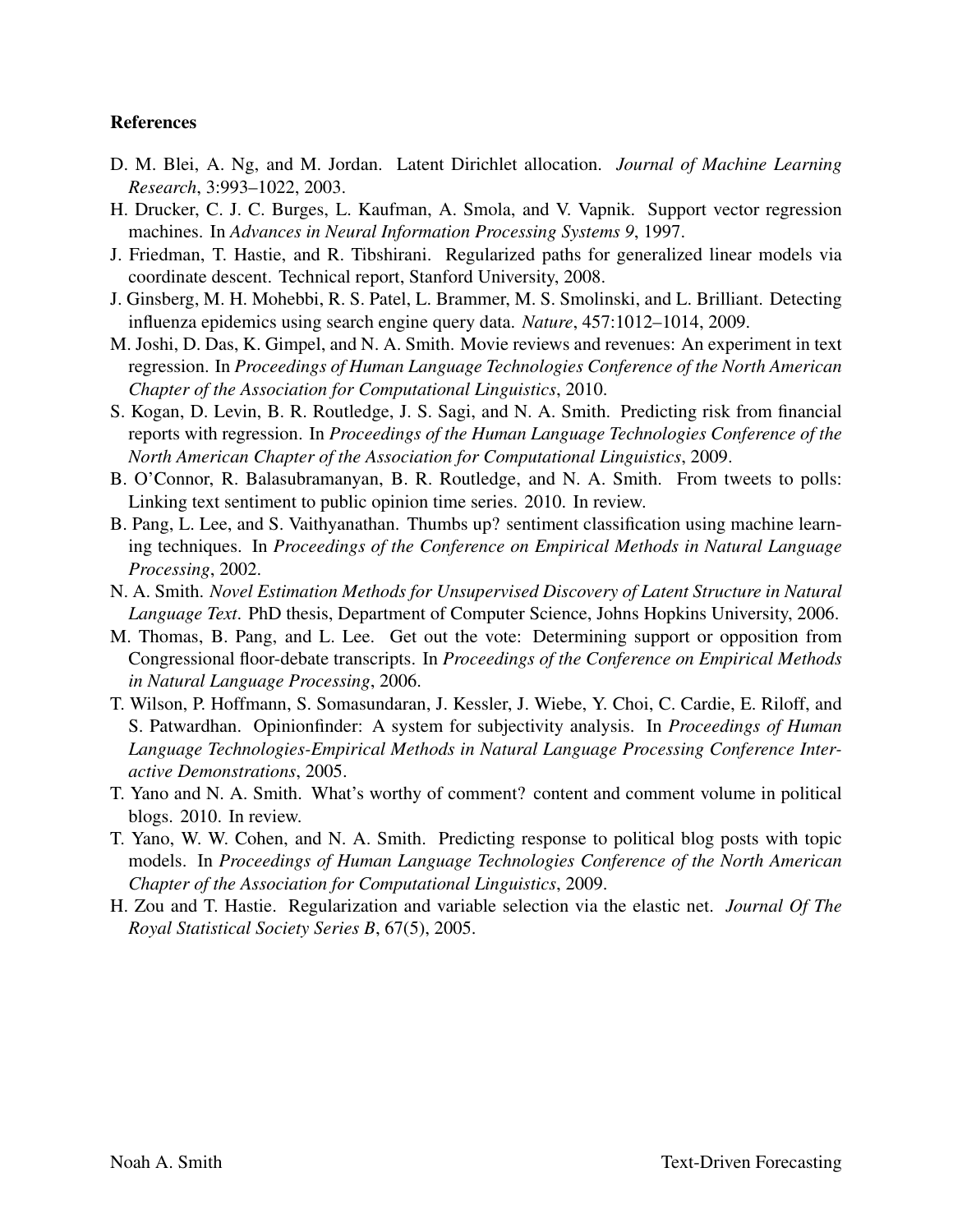### References

D. M. Blei, A. Ng, and M. Jordan. Latent Dirichlet allocation. *Journal of Machine Learning Research*, 3:993–1022, 2003.

H. Drucker, C. J. C. Burges, L. Kaufman, A. Smola, and V. Vapnik. Support vector regression machines. In *Advances in Neural Information Processing Systems 9*, 1997.

J. Friedman, T. Hastie, and R. Tibshirani. Regularized paths for generalized linear models via coordinate descent. Technical report, Stanford University, 2008.

J. Ginsberg, M. H. Mohebbi, R. S. Patel, L. Brammer, M. S. Smolinski, and L. Brilliant. Detecting influenza epidemics using search engine query data. *Nature*, 457:1012–1014, 2009.

M. Joshi, D. Das, K. Gimpel, and N. A. Smith. Movie reviews and revenues: An experiment in text regression. In *Proceedings of Human Language Technologies Conference of the North American Chapter of the Association for Computational Linguistics*, 2010.

S. Kogan, D. Levin, B. R. Routledge, J. S. Sagi, and N. A. Smith. Predicting risk from financial reports with regression. In *Proceedings of the Human Language Technologies Conference of the North American Chapter of the Association for Computational Linguistics*, 2009.

B. O'Connor, R. Balasubramanyan, B. R. Routledge, and N. A. Smith. From tweets to polls: Linking text sentiment to public opinion time series. 2010. In review.

B. Pang, L. Lee, and S. Vaithyanathan. Thumbs up? sentiment classification using machine learning techniques. In *Proceedings of the Conference on Empirical Methods in Natural Language Processing*, 2002.

N. A. Smith. *Novel Estimation Methods for Unsupervised Discovery of Latent Structure in Natural Language Text*. PhD thesis, Department of Computer Science, Johns Hopkins University, 2006.

M. Thomas, B. Pang, and L. Lee. Get out the vote: Determining support or opposition from Congressional floor-debate transcripts. In *Proceedings of the Conference on Empirical Methods in Natural Language Processing*, 2006.

T. Wilson, P. Hoffmann, S. Somasundaran, J. Kessler, J. Wiebe, Y. Choi, C. Cardie, E. Riloff, and S. Patwardhan. Opinionfinder: A system for subjectivity analysis. In *Proceedings of Human Language Technologies-Empirical Methods in Natural Language Processing Conference Interactive Demonstrations*, 2005.

T. Yano and N. A. Smith. What's worthy of comment? content and comment volume in political blogs. 2010. In review.

T. Yano, W. W. Cohen, and N. A. Smith. Predicting response to political blog posts with topic models. In *Proceedings of Human Language Technologies Conference of the North American Chapter of the Association for Computational Linguistics*, 2009.

H. Zou and T. Hastie. Regularization and variable selection via the elastic net. *Journal Of The Royal Statistical Society Series B*, 67(5), 2005.